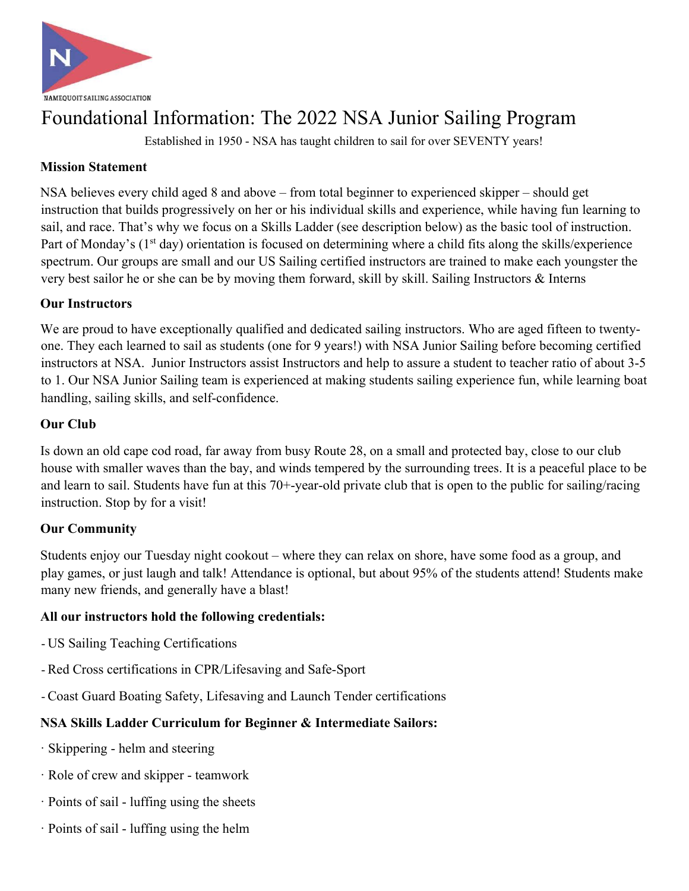NAMEQUOIT SAILING ASSOCIATION

# Foundational Information: The 2022 NSA Junior Sailing Program

Established in 1950 - NSA has taught children to sail for over SEVENTY years!

**Mission Statement**

NSA believes every child aged 8 and above – from total beginner to experienced skipper – should get instruction that builds progressively on her or his individual skills and experience, while having fun learning to sail, and race. That's why we focus on a Skills Ladder (see description below) as the basic tool of instruction. Part of Monday's (1st day) orientation is focused on determining where a child fits along the skills/experience spectrum. Our groups are small and our US Sailing certified instructors are trained to make each youngster the very best sailor he or she can be by moving them forward, skill by skill. Sailing Instructors & Interns

**Our Instructors**

We are proud to have exceptionally qualified and dedicated sailing instructors. Who are aged fifteen to twenty-one. They each learned to sail as students (one for 9 years!) with NSA Junior Sailing before becoming certified instructors at NSA. Junior Instructors assist Instructors and help to assure a student to teacher ratio of about 3-5 to 1. Our NSA Junior Sailing team is experienced at making students sailing experience fun, while learning boat handling, sailing skills, and self-confidence.

**Our Club**

Is down an old cape cod road, far away from busy Route 28, on a small and protected bay, close to our club house with smaller waves than the bay, and winds tempered by the surrounding trees. It is a peaceful place to be and learn to sail. Students have fun at this 70+-year-old private club that is open to the public for sailing/racing instruction. Stop by for a visit!

**Our Community**

Students enjoy our Tuesday night cookout – where they can relax on shore, have some food as a group, and play games, or just laugh and talk! Attendance is optional, but about 95% of the students attend! Students make many new friends, and generally have a blast!

**All our instructors hold the following credentials:**

- US Sailing Teaching Certifications
- Red Cross certifications in CPR/Lifesaving and Safe-Sport
- Coast Guard Boating Safety, Lifesaving and Launch Tender certifications

**NSA Skills Ladder Curriculum for Beginner & Intermediate Sailors:**

- Skippering - helm and steering
- Role of crew and skipper - teamwork
- Points of sail - luffing using the sheets
- Points of sail - luffing using the helm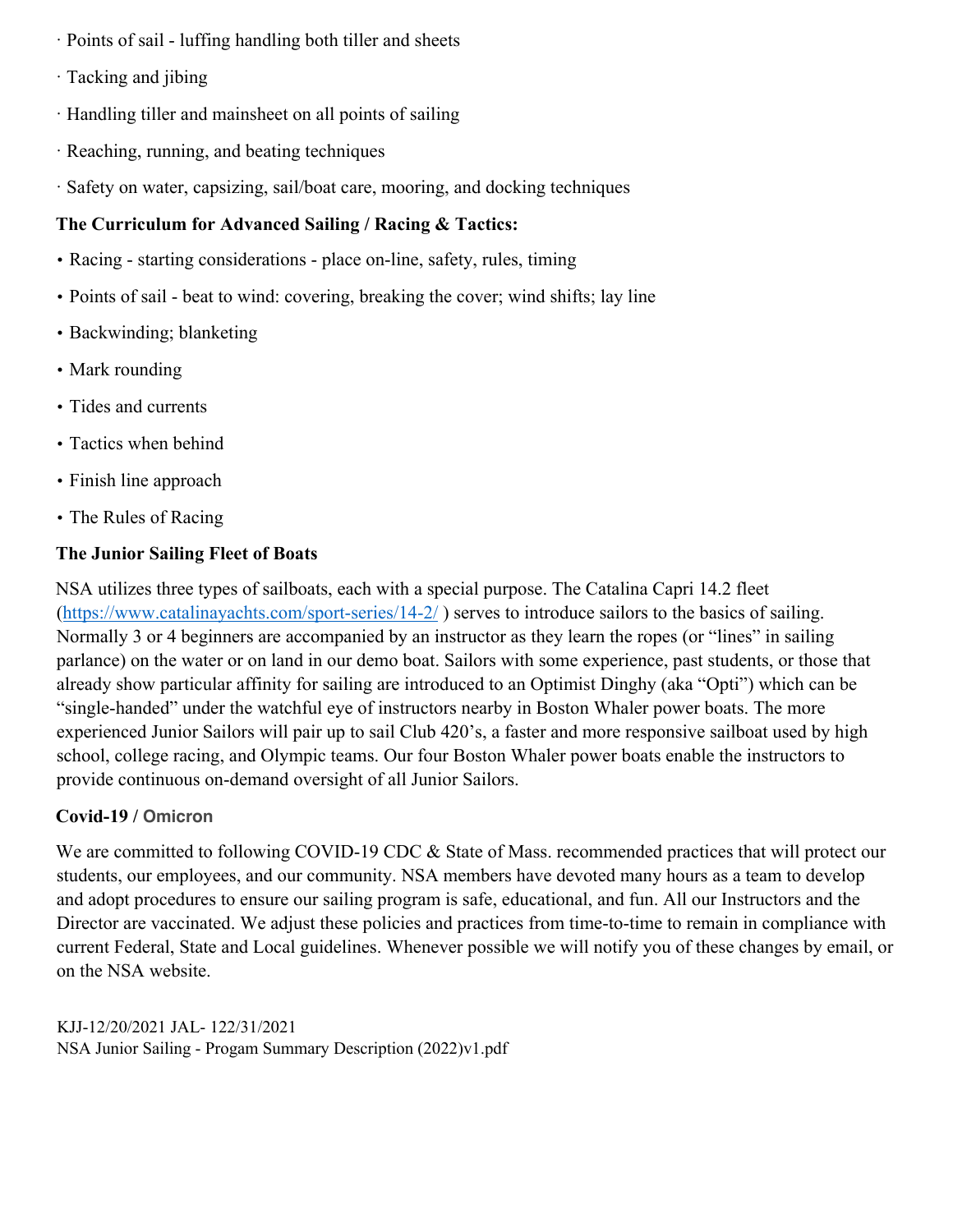· Points of sail - luffing handling both tiller and sheets

· Tacking and jibing

· Handling tiller and mainsheet on all points of sailing

· Reaching, running, and beating techniques

· Safety on water, capsizing, sail/boat care, mooring, and docking techniques

**The Curriculum for Advanced Sailing / Racing & Tactics:**

- Racing - starting considerations - place on-line, safety, rules, timing
- Points of sail - beat to wind: covering, breaking the cover; wind shifts; lay line
- Backwinding; blanketing
- Mark rounding
- Tides and currents
- Tactics when behind
- Finish line approach
- The Rules of Racing

**The Junior Sailing Fleet of Boats**

NSA utilizes three types of sailboats, each with a special purpose. The Catalina Capri 14.2 fleet ([https://www.catalinayachts.com/sport-series/14-2/](https://www.catalinayachts.com/sport-series/14-2/) ) serves to introduce sailors to the basics of sailing. Normally 3 or 4 beginners are accompanied by an instructor as they learn the ropes (or "lines" in sailing parlance) on the water or on land in our demo boat. Sailors with some experience, past students, or those that already show particular affinity for sailing are introduced to an Optimist Dinghy (aka "Opti") which can be "single-handed" under the watchful eye of instructors nearby in Boston Whaler power boats. The more experienced Junior Sailors will pair up to sail Club 420's, a faster and more responsive sailboat used by high school, college racing, and Olympic teams. Our four Boston Whaler power boats enable the instructors to provide continuous on-demand oversight of all Junior Sailors.

**Covid-19 / Omicron**

We are committed to following COVID-19 CDC & State of Mass. recommended practices that will protect our students, our employees, and our community. NSA members have devoted many hours as a team to develop and adopt procedures to ensure our sailing program is safe, educational, and fun. All our Instructors and the Director are vaccinated. We adjust these policies and practices from time-to-time to remain in compliance with current Federal, State and Local guidelines. Whenever possible we will notify you of these changes by email, or on the NSA website.

KJJ-12/20/2021 JAL- 122/31/2021
NSA Junior Sailing - Progam Summary Description (2022)v1.pdf